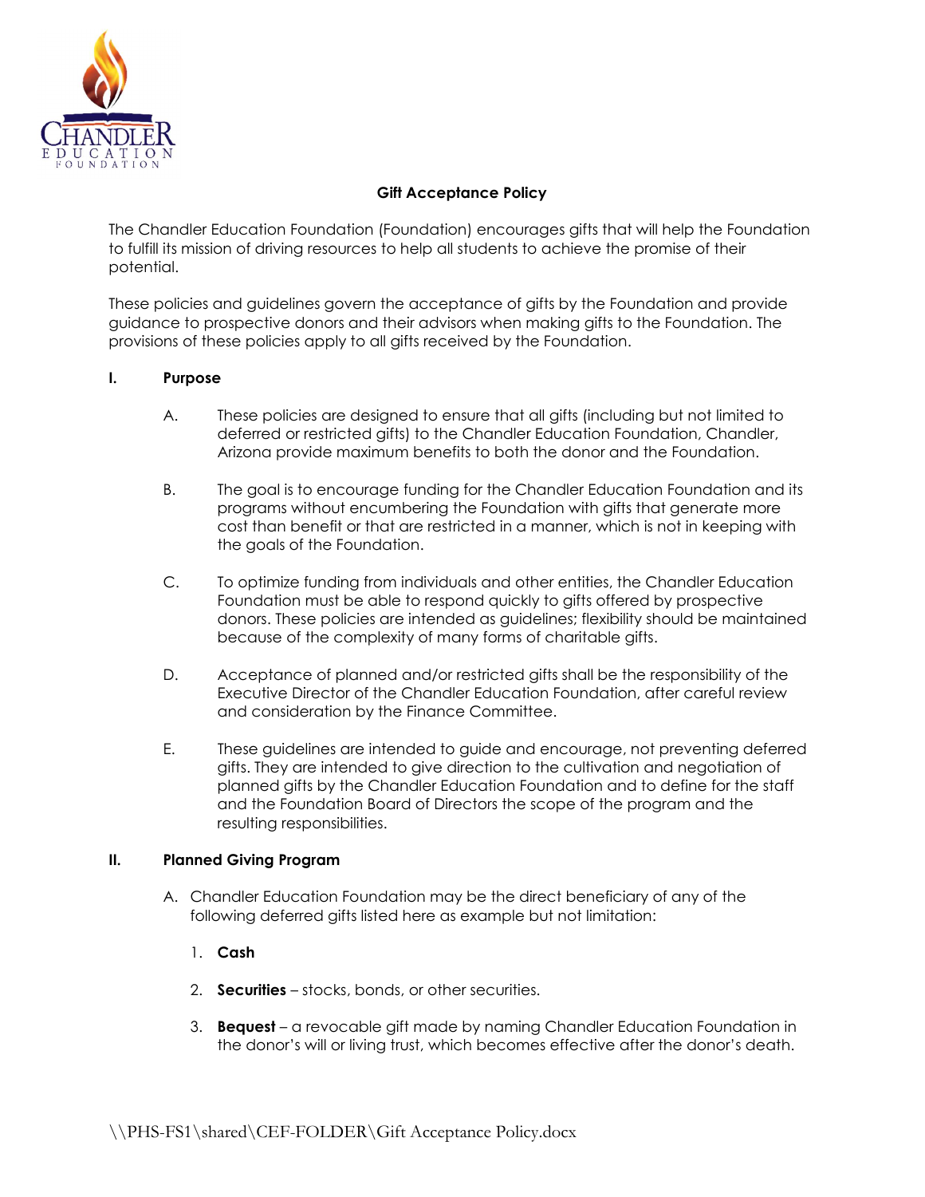# Gift Acceptance Policy

The Chandler Education Foundation (Foundation) encourages gifts that will help the Foundation to fulfill its mission of driving resources to help all students to achieve the promise of their potential.

These policies and guidelines govern the acceptance of gifts by the Foundation and provide guidance to prospective donors and their advisors when making gifts to the Foundation. The provisions of these policies apply to all gifts received by the Foundation.

## I. Purpose

A. These policies are designed to ensure that all gifts (including but not limited to deferred or restricted gifts) to the Chandler Education Foundation, Chandler, Arizona provide maximum benefits to both the donor and the Foundation.

B. The goal is to encourage funding for the Chandler Education Foundation and its programs without encumbering the Foundation with gifts that generate more cost than benefit or that are restricted in a manner, which is not in keeping with the goals of the Foundation.

C. To optimize funding from individuals and other entities, the Chandler Education Foundation must be able to respond quickly to gifts offered by prospective donors. These policies are intended as guidelines; flexibility should be maintained because of the complexity of many forms of charitable gifts.

D. Acceptance of planned and/or restricted gifts shall be the responsibility of the Executive Director of the Chandler Education Foundation, after careful review and consideration by the Finance Committee.

E. These guidelines are intended to guide and encourage, not preventing deferred gifts. They are intended to give direction to the cultivation and negotiation of planned gifts by the Chandler Education Foundation and to define for the staff and the Foundation Board of Directors the scope of the program and the resulting responsibilities.

## II. Planned Giving Program

A. Chandler Education Foundation may be the direct beneficiary of any of the following deferred gifts listed here as example but not limitation:

1. **Cash**

2. **Securities** – stocks, bonds, or other securities.

3. **Bequest** – a revocable gift made by naming Chandler Education Foundation in the donor's will or living trust, which becomes effective after the donor's death.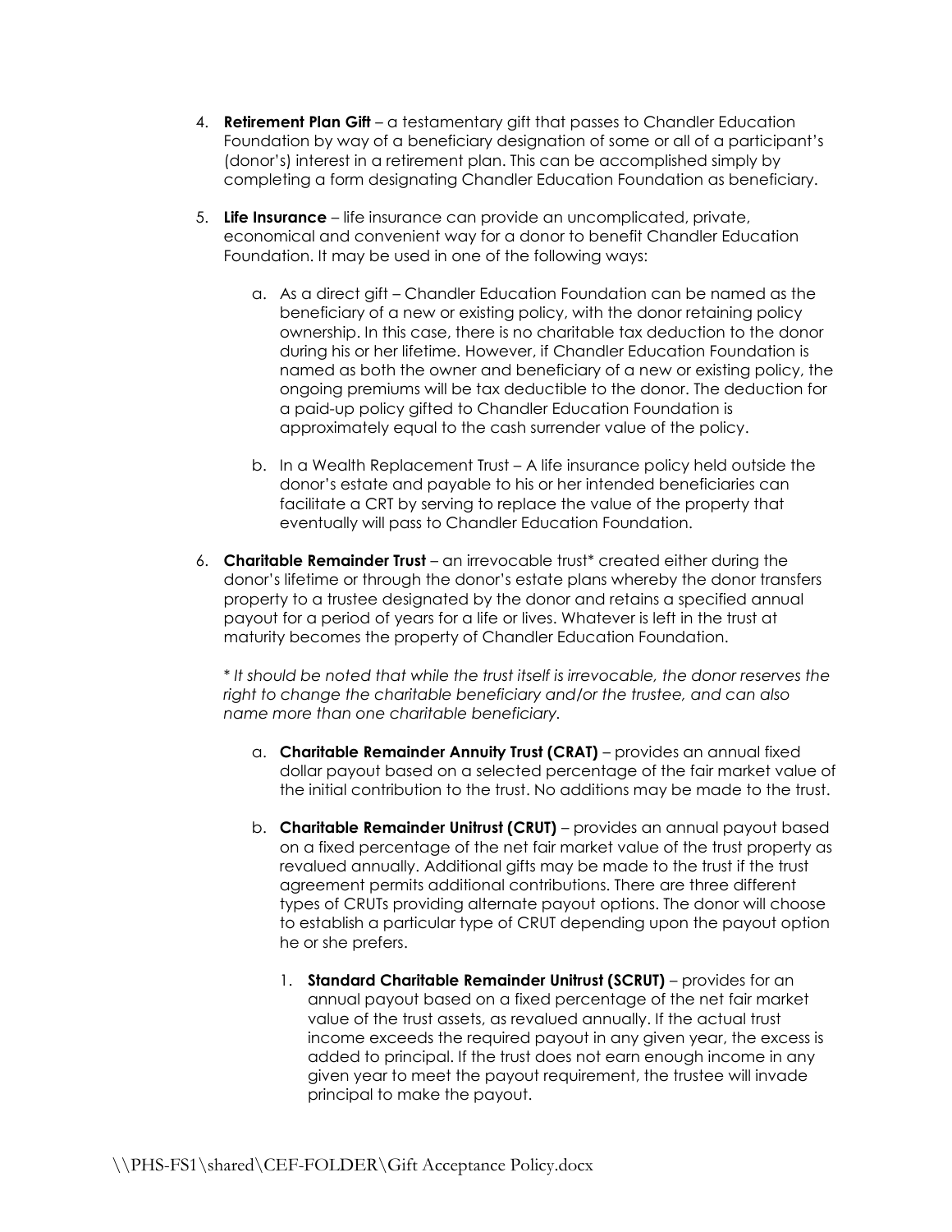4. **Retirement Plan Gift** – a testamentary gift that passes to Chandler Education Foundation by way of a beneficiary designation of some or all of a participant's (donor's) interest in a retirement plan. This can be accomplished simply by completing a form designating Chandler Education Foundation as beneficiary.

5. **Life Insurance** – life insurance can provide an uncomplicated, private, economical and convenient way for a donor to benefit Chandler Education Foundation. It may be used in one of the following ways:

    a. As a direct gift – Chandler Education Foundation can be named as the beneficiary of a new or existing policy, with the donor retaining policy ownership. In this case, there is no charitable tax deduction to the donor during his or her lifetime. However, if Chandler Education Foundation is named as both the owner and beneficiary of a new or existing policy, the ongoing premiums will be tax deductible to the donor. The deduction for a paid-up policy gifted to Chandler Education Foundation is approximately equal to the cash surrender value of the policy.

    b. In a Wealth Replacement Trust – A life insurance policy held outside the donor's estate and payable to his or her intended beneficiaries can facilitate a CRT by serving to replace the value of the property that eventually will pass to Chandler Education Foundation.

6. **Charitable Remainder Trust** – an irrevocable trust* created either during the donor's lifetime or through the donor's estate plans whereby the donor transfers property to a trustee designated by the donor and retains a specified annual payout for a period of years for a life or lives. Whatever is left in the trust at maturity becomes the property of Chandler Education Foundation.

    *\* It should be noted that while the trust itself is irrevocable, the donor reserves the right to change the charitable beneficiary and/or the trustee, and can also name more than one charitable beneficiary.*

    a. **Charitable Remainder Annuity Trust (CRAT)** – provides an annual fixed dollar payout based on a selected percentage of the fair market value of the initial contribution to the trust. No additions may be made to the trust.

    b. **Charitable Remainder Unitrust (CRUT)** – provides an annual payout based on a fixed percentage of the net fair market value of the trust property as revalued annually. Additional gifts may be made to the trust if the trust agreement permits additional contributions. There are three different types of CRUTs providing alternate payout options. The donor will choose to establish a particular type of CRUT depending upon the payout option he or she prefers.

        1. **Standard Charitable Remainder Unitrust (SCRUT)** – provides for an annual payout based on a fixed percentage of the net fair market value of the trust assets, as revalued annually. If the actual trust income exceeds the required payout in any given year, the excess is added to principal. If the trust does not earn enough income in any given year to meet the payout requirement, the trustee will invade principal to make the payout.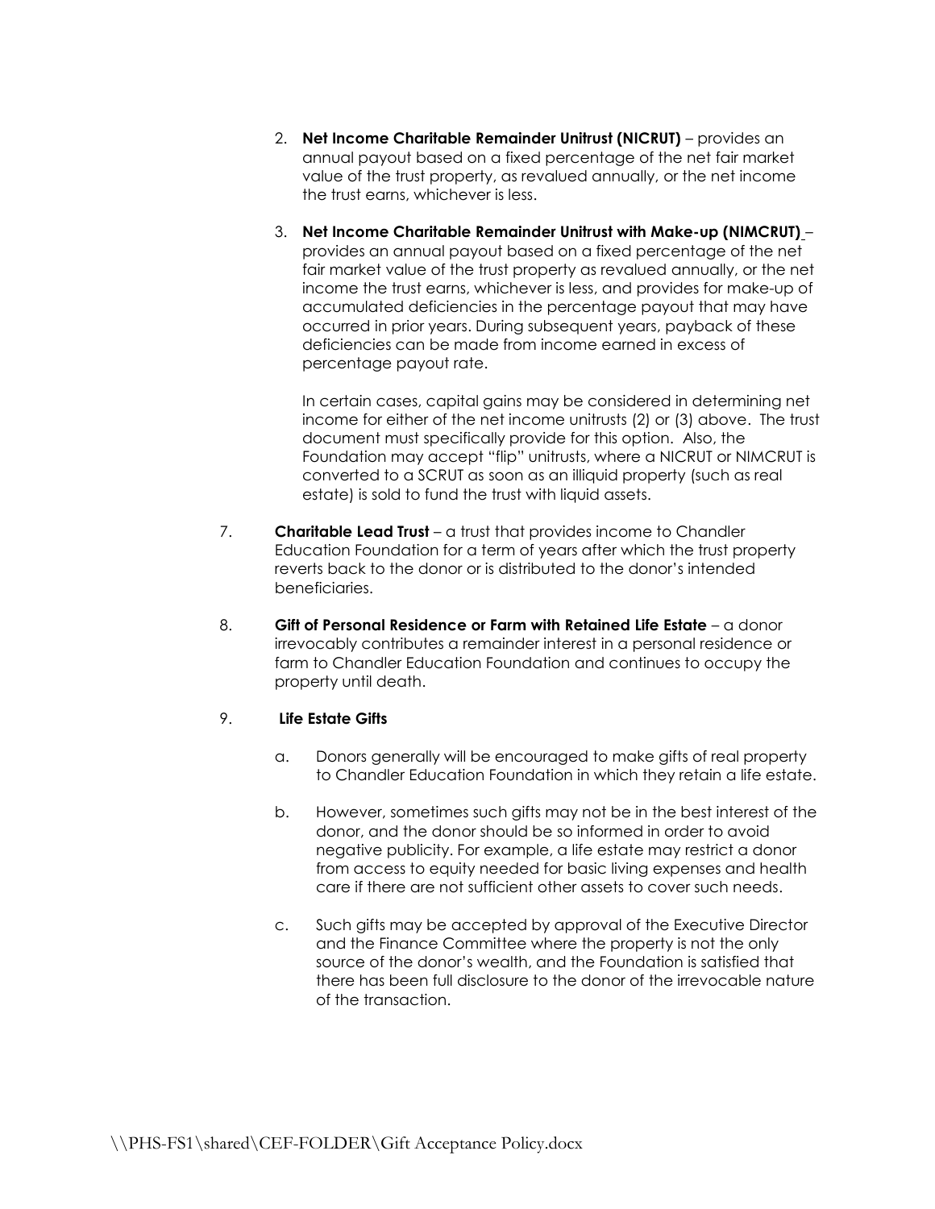2. **Net Income Charitable Remainder Unitrust (NICRUT)** – provides an annual payout based on a fixed percentage of the net fair market value of the trust property, as revalued annually, or the net income the trust earns, whichever is less.

3. **Net Income Charitable Remainder Unitrust with Make-up (NIMCRUT)** – provides an annual payout based on a fixed percentage of the net fair market value of the trust property as revalued annually, or the net income the trust earns, whichever is less, and provides for make-up of accumulated deficiencies in the percentage payout that may have occurred in prior years. During subsequent years, payback of these deficiencies can be made from income earned in excess of percentage payout rate.

   In certain cases, capital gains may be considered in determining net income for either of the net income unitrusts (2) or (3) above. The trust document must specifically provide for this option. Also, the Foundation may accept "flip" unitrusts, where a NICRUT or NIMCRUT is converted to a SCRUT as soon as an illiquid property (such as real estate) is sold to fund the trust with liquid assets.

7. **Charitable Lead Trust** – a trust that provides income to Chandler Education Foundation for a term of years after which the trust property reverts back to the donor or is distributed to the donor's intended beneficiaries.

8. **Gift of Personal Residence or Farm with Retained Life Estate** – a donor irrevocably contributes a remainder interest in a personal residence or farm to Chandler Education Foundation and continues to occupy the property until death.

9. **Life Estate Gifts**

   a. Donors generally will be encouraged to make gifts of real property to Chandler Education Foundation in which they retain a life estate.

   b. However, sometimes such gifts may not be in the best interest of the donor, and the donor should be so informed in order to avoid negative publicity. For example, a life estate may restrict a donor from access to equity needed for basic living expenses and health care if there are not sufficient other assets to cover such needs.

   c. Such gifts may be accepted by approval of the Executive Director and the Finance Committee where the property is not the only source of the donor's wealth, and the Foundation is satisfied that there has been full disclosure to the donor of the irrevocable nature of the transaction.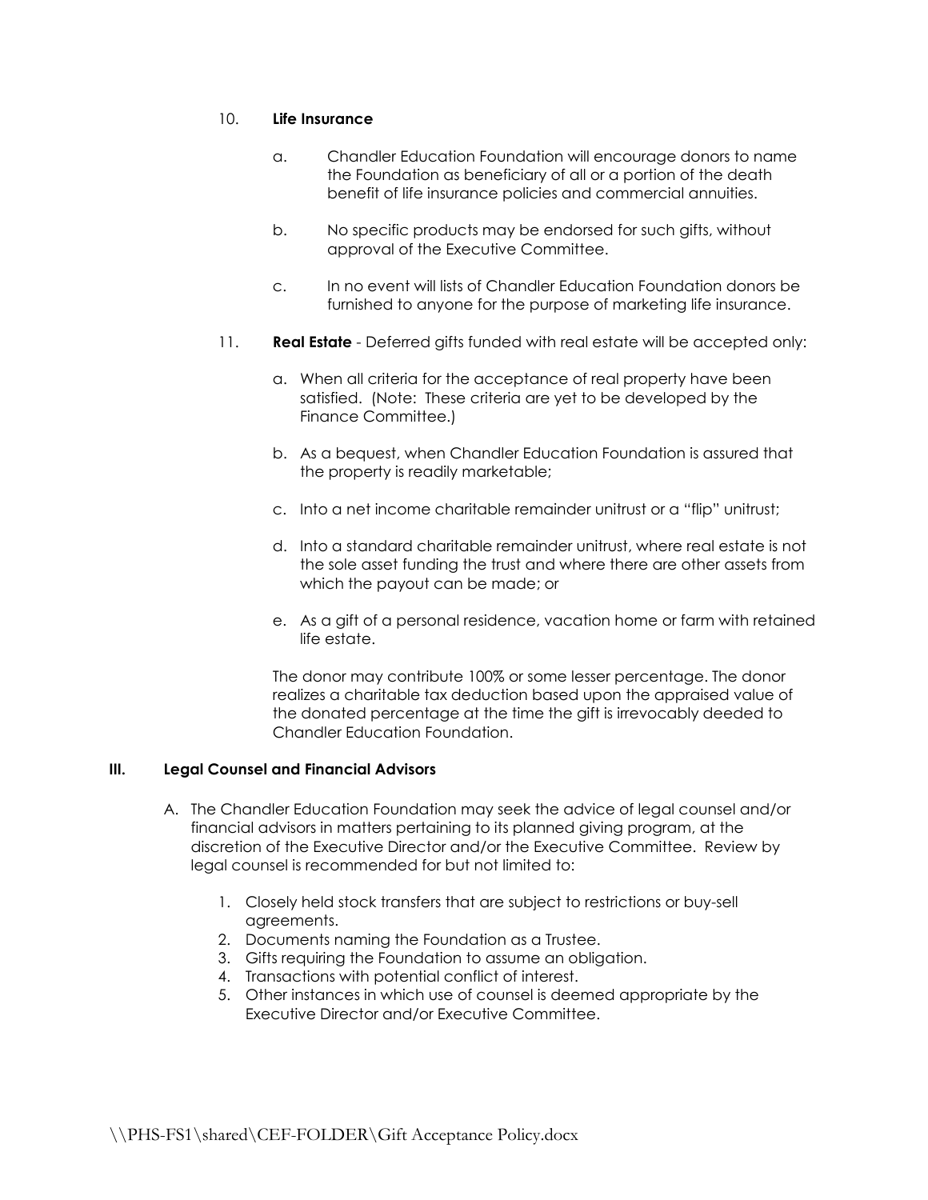10. **Life Insurance**

    a. Chandler Education Foundation will encourage donors to name the Foundation as beneficiary of all or a portion of the death benefit of life insurance policies and commercial annuities.

    b. No specific products may be endorsed for such gifts, without approval of the Executive Committee.

    c. In no event will lists of Chandler Education Foundation donors be furnished to anyone for the purpose of marketing life insurance.

11. **Real Estate** - Deferred gifts funded with real estate will be accepted only:

    a. When all criteria for the acceptance of real property have been satisfied. (Note: These criteria are yet to be developed by the Finance Committee.)

    b. As a bequest, when Chandler Education Foundation is assured that the property is readily marketable;

    c. Into a net income charitable remainder unitrust or a "flip" unitrust;

    d. Into a standard charitable remainder unitrust, where real estate is not the sole asset funding the trust and where there are other assets from which the payout can be made; or

    e. As a gift of a personal residence, vacation home or farm with retained life estate.

    The donor may contribute 100% or some lesser percentage. The donor realizes a charitable tax deduction based upon the appraised value of the donated percentage at the time the gift is irrevocably deeded to Chandler Education Foundation.

### III. Legal Counsel and Financial Advisors

A. The Chandler Education Foundation may seek the advice of legal counsel and/or financial advisors in matters pertaining to its planned giving program, at the discretion of the Executive Director and/or the Executive Committee. Review by legal counsel is recommended for but not limited to:

   1. Closely held stock transfers that are subject to restrictions or buy-sell agreements.
   2. Documents naming the Foundation as a Trustee.
   3. Gifts requiring the Foundation to assume an obligation.
   4. Transactions with potential conflict of interest.
   5. Other instances in which use of counsel is deemed appropriate by the Executive Director and/or Executive Committee.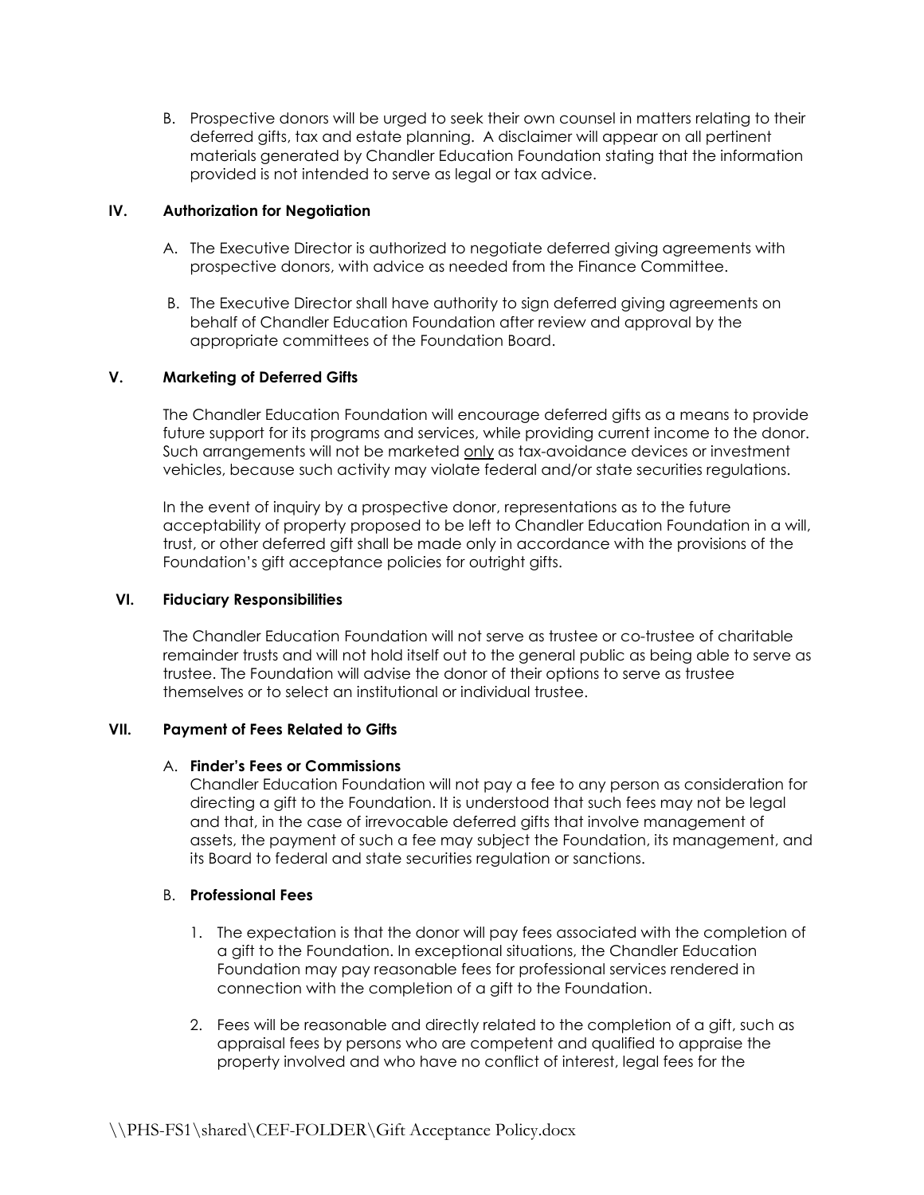B. Prospective donors will be urged to seek their own counsel in matters relating to their deferred gifts, tax and estate planning. A disclaimer will appear on all pertinent materials generated by Chandler Education Foundation stating that the information provided is not intended to serve as legal or tax advice.

## IV. Authorization for Negotiation

A. The Executive Director is authorized to negotiate deferred giving agreements with prospective donors, with advice as needed from the Finance Committee.

B. The Executive Director shall have authority to sign deferred giving agreements on behalf of Chandler Education Foundation after review and approval by the appropriate committees of the Foundation Board.

## V. Marketing of Deferred Gifts

The Chandler Education Foundation will encourage deferred gifts as a means to provide future support for its programs and services, while providing current income to the donor. Such arrangements will not be marketed only as tax-avoidance devices or investment vehicles, because such activity may violate federal and/or state securities regulations.

In the event of inquiry by a prospective donor, representations as to the future acceptability of property proposed to be left to Chandler Education Foundation in a will, trust, or other deferred gift shall be made only in accordance with the provisions of the Foundation's gift acceptance policies for outright gifts.

## VI. Fiduciary Responsibilities

The Chandler Education Foundation will not serve as trustee or co-trustee of charitable remainder trusts and will not hold itself out to the general public as being able to serve as trustee. The Foundation will advise the donor of their options to serve as trustee themselves or to select an institutional or individual trustee.

## VII. Payment of Fees Related to Gifts

### A. Finder's Fees or Commissions

Chandler Education Foundation will not pay a fee to any person as consideration for directing a gift to the Foundation. It is understood that such fees may not be legal and that, in the case of irrevocable deferred gifts that involve management of assets, the payment of such a fee may subject the Foundation, its management, and its Board to federal and state securities regulation or sanctions.

### B. Professional Fees

1. The expectation is that the donor will pay fees associated with the completion of a gift to the Foundation. In exceptional situations, the Chandler Education Foundation may pay reasonable fees for professional services rendered in connection with the completion of a gift to the Foundation.

2. Fees will be reasonable and directly related to the completion of a gift, such as appraisal fees by persons who are competent and qualified to appraise the property involved and who have no conflict of interest, legal fees for the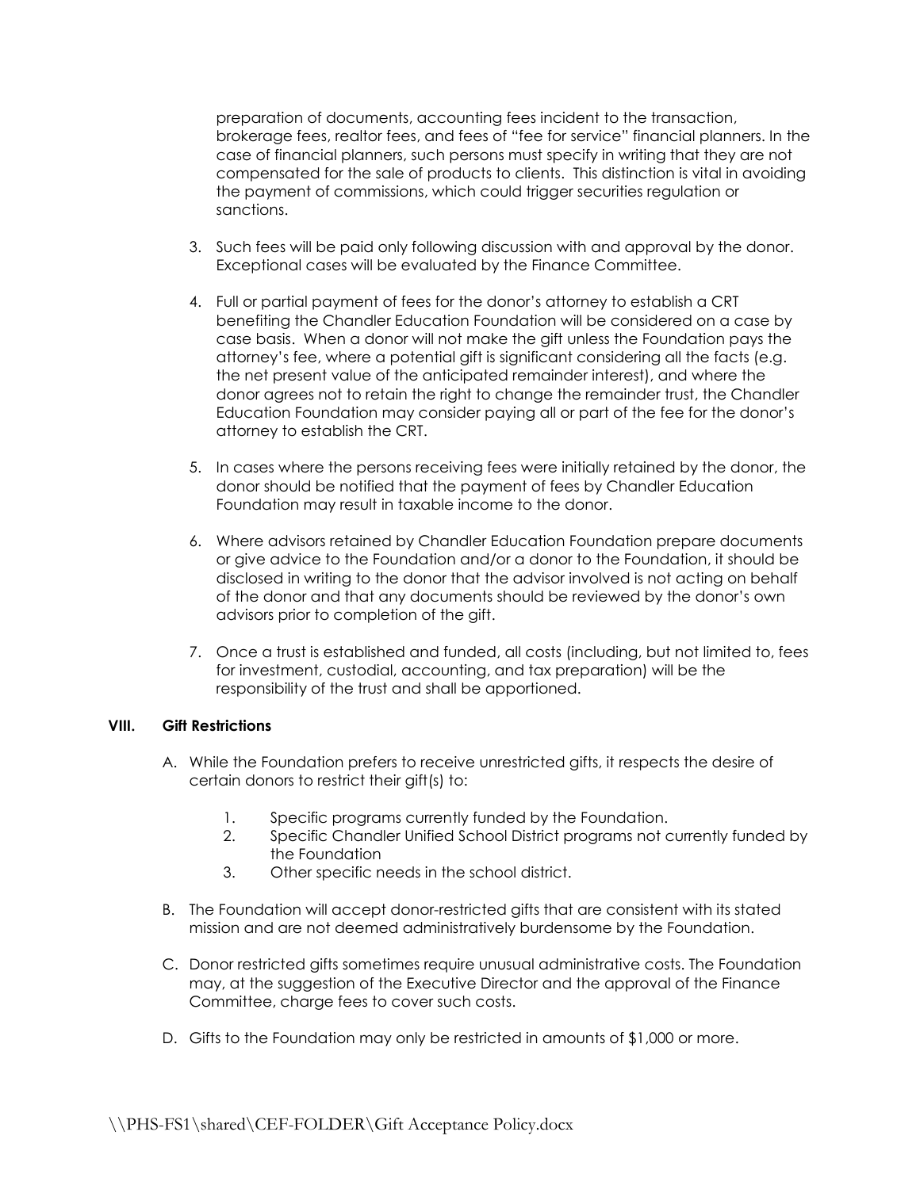preparation of documents, accounting fees incident to the transaction, brokerage fees, realtor fees, and fees of "fee for service" financial planners. In the case of financial planners, such persons must specify in writing that they are not compensated for the sale of products to clients. This distinction is vital in avoiding the payment of commissions, which could trigger securities regulation or sanctions.

3. Such fees will be paid only following discussion with and approval by the donor. Exceptional cases will be evaluated by the Finance Committee.

4. Full or partial payment of fees for the donor's attorney to establish a CRT benefiting the Chandler Education Foundation will be considered on a case by case basis. When a donor will not make the gift unless the Foundation pays the attorney's fee, where a potential gift is significant considering all the facts (e.g. the net present value of the anticipated remainder interest), and where the donor agrees not to retain the right to change the remainder trust, the Chandler Education Foundation may consider paying all or part of the fee for the donor's attorney to establish the CRT.

5. In cases where the persons receiving fees were initially retained by the donor, the donor should be notified that the payment of fees by Chandler Education Foundation may result in taxable income to the donor.

6. Where advisors retained by Chandler Education Foundation prepare documents or give advice to the Foundation and/or a donor to the Foundation, it should be disclosed in writing to the donor that the advisor involved is not acting on behalf of the donor and that any documents should be reviewed by the donor's own advisors prior to completion of the gift.

7. Once a trust is established and funded, all costs (including, but not limited to, fees for investment, custodial, accounting, and tax preparation) will be the responsibility of the trust and shall be apportioned.

## VIII. Gift Restrictions

A. While the Foundation prefers to receive unrestricted gifts, it respects the desire of certain donors to restrict their gift(s) to:

   1. Specific programs currently funded by the Foundation.
   2. Specific Chandler Unified School District programs not currently funded by the Foundation
   3. Other specific needs in the school district.

B. The Foundation will accept donor-restricted gifts that are consistent with its stated mission and are not deemed administratively burdensome by the Foundation.

C. Donor restricted gifts sometimes require unusual administrative costs. The Foundation may, at the suggestion of the Executive Director and the approval of the Finance Committee, charge fees to cover such costs.

D. Gifts to the Foundation may only be restricted in amounts of $1,000 or more.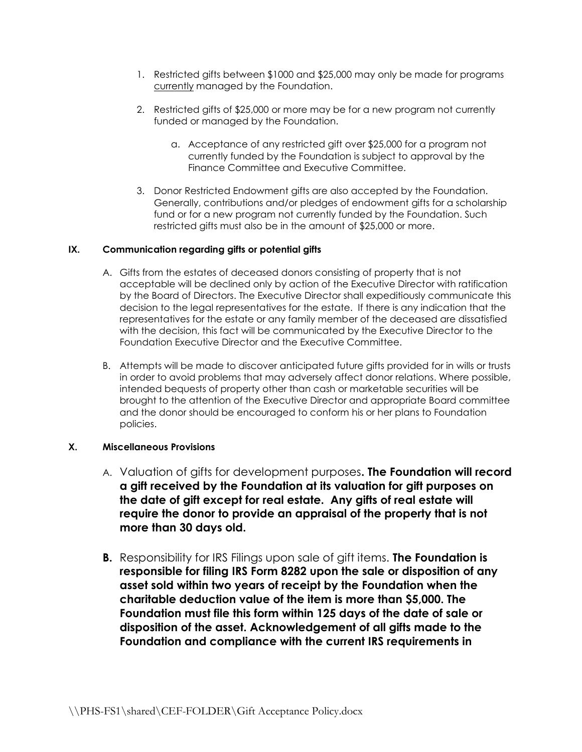1. Restricted gifts between $1000 and $25,000 may only be made for programs <u>currently</u> managed by the Foundation.

2. Restricted gifts of $25,000 or more may be for a new program not currently funded or managed by the Foundation.

   a. Acceptance of any restricted gift over $25,000 for a program not currently funded by the Foundation is subject to approval by the Finance Committee and Executive Committee.

3. Donor Restricted Endowment gifts are also accepted by the Foundation. Generally, contributions and/or pledges of endowment gifts for a scholarship fund or for a new program not currently funded by the Foundation. Such restricted gifts must also be in the amount of $25,000 or more.

### IX. Communication regarding gifts or potential gifts

A. Gifts from the estates of deceased donors consisting of property that is not acceptable will be declined only by action of the Executive Director with ratification by the Board of Directors. The Executive Director shall expeditiously communicate this decision to the legal representatives for the estate. If there is any indication that the representatives for the estate or any family member of the deceased are dissatisfied with the decision, this fact will be communicated by the Executive Director to the Foundation Executive Director and the Executive Committee.

B. Attempts will be made to discover anticipated future gifts provided for in wills or trusts in order to avoid problems that may adversely affect donor relations. Where possible, intended bequests of property other than cash or marketable securities will be brought to the attention of the Executive Director and appropriate Board committee and the donor should be encouraged to conform his or her plans to Foundation policies.

### X. Miscellaneous Provisions

A. Valuation of gifts for development purposes. **The Foundation will record a gift received by the Foundation at its valuation for gift purposes on the date of gift except for real estate. Any gifts of real estate will require the donor to provide an appraisal of the property that is not more than 30 days old.**

**B.** Responsibility for IRS Filings upon sale of gift items. **The Foundation is responsible for filing IRS Form 8282 upon the sale or disposition of any asset sold within two years of receipt by the Foundation when the charitable deduction value of the item is more than $5,000. The Foundation must file this form within 125 days of the date of sale or disposition of the asset. Acknowledgement of all gifts made to the Foundation and compliance with the current IRS requirements in**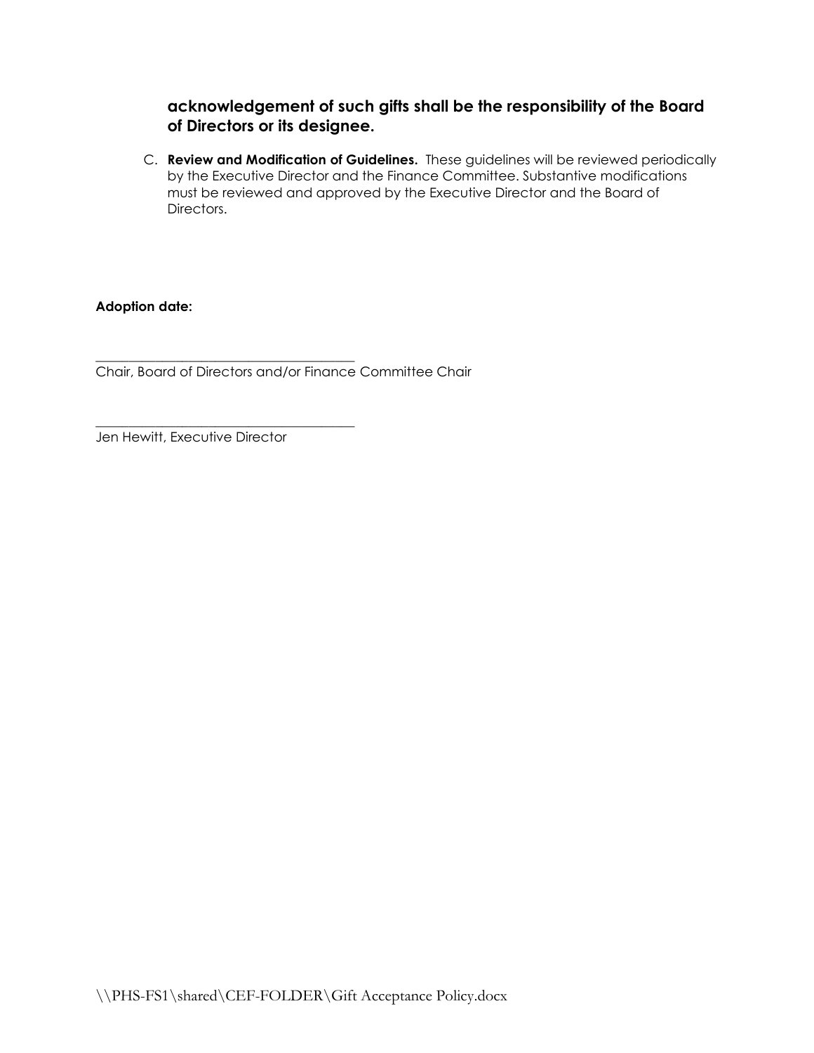**acknowledgement of such gifts shall be the responsibility of the Board of Directors or its designee.**

C. **Review and Modification of Guidelines.** These guidelines will be reviewed periodically by the Executive Director and the Finance Committee. Substantive modifications must be reviewed and approved by the Executive Director and the Board of Directors.

**Adoption date:**

\_\_\_\_\_\_\_\_\_\_\_\_\_\_\_\_\_\_\_\_\_\_\_\_\_\_\_\_\_\_\_\_\_\_\_\_\_\_\_
Chair, Board of Directors and/or Finance Committee Chair

\_\_\_\_\_\_\_\_\_\_\_\_\_\_\_\_\_\_\_\_\_\_\_\_\_\_\_\_\_\_\_\_\_\_\_\_\_\_\_
Jen Hewitt, Executive Director